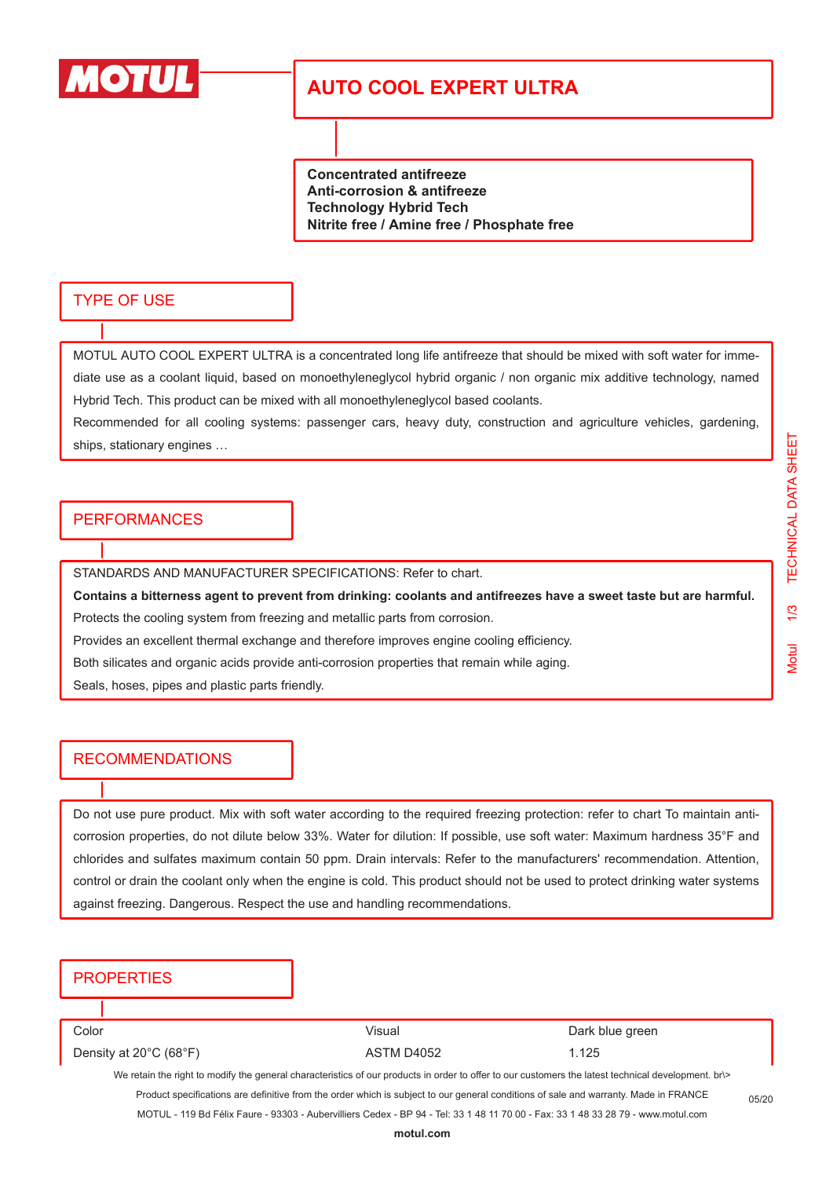# AUTO COOL EXPERT ULTRA

**Concentrated antifreeze**
**Anti-corrosion & antifreeze**
**Technology Hybrid Tech**
**Nitrite free / Amine free / Phosphate free**

## TYPE OF USE

MOTUL AUTO COOL EXPERT ULTRA is a concentrated long life antifreeze that should be mixed with soft water for immediate use as a coolant liquid, based on monoethyleneglycol hybrid organic / non organic mix additive technology, named Hybrid Tech. This product can be mixed with all monoethyleneglycol based coolants.

Recommended for all cooling systems: passenger cars, heavy duty, construction and agriculture vehicles, gardening, ships, stationary engines …

## PERFORMANCES

STANDARDS AND MANUFACTURER SPECIFICATIONS: Refer to chart.

**Contains a bitterness agent to prevent from drinking: coolants and antifreezes have a sweet taste but are harmful.**

Protects the cooling system from freezing and metallic parts from corrosion.

Provides an excellent thermal exchange and therefore improves engine cooling efficiency.

Both silicates and organic acids provide anti-corrosion properties that remain while aging.

Seals, hoses, pipes and plastic parts friendly.

## RECOMMENDATIONS

Do not use pure product. Mix with soft water according to the required freezing protection: refer to chart To maintain anti-corrosion properties, do not dilute below 33%. Water for dilution: If possible, use soft water: Maximum hardness 35°F and chlorides and sulfates maximum contain 50 ppm. Drain intervals: Refer to the manufacturers' recommendation. Attention, control or drain the coolant only when the engine is cold. This product should not be used to protect drinking water systems against freezing. Dangerous. Respect the use and handling recommendations.

## PROPERTIES

| Property | Method | Value |
|---|---|---|
| Color | Visual | Dark blue green |
| Density at 20°C (68°F) | ASTM D4052 | 1.125 |

We retain the right to modify the general characteristics of our products in order to offer to our customers the latest technical development. br\>
Product specifications are definitive from the order which is subject to our general conditions of sale and warranty. Made in FRANCE

MOTUL - 119 Bd Félix Faure - 93303 - Aubervilliers Cedex - BP 94 - Tel: 33 1 48 11 70 00 - Fax: 33 1 48 33 28 79 - www.motul.com

05/20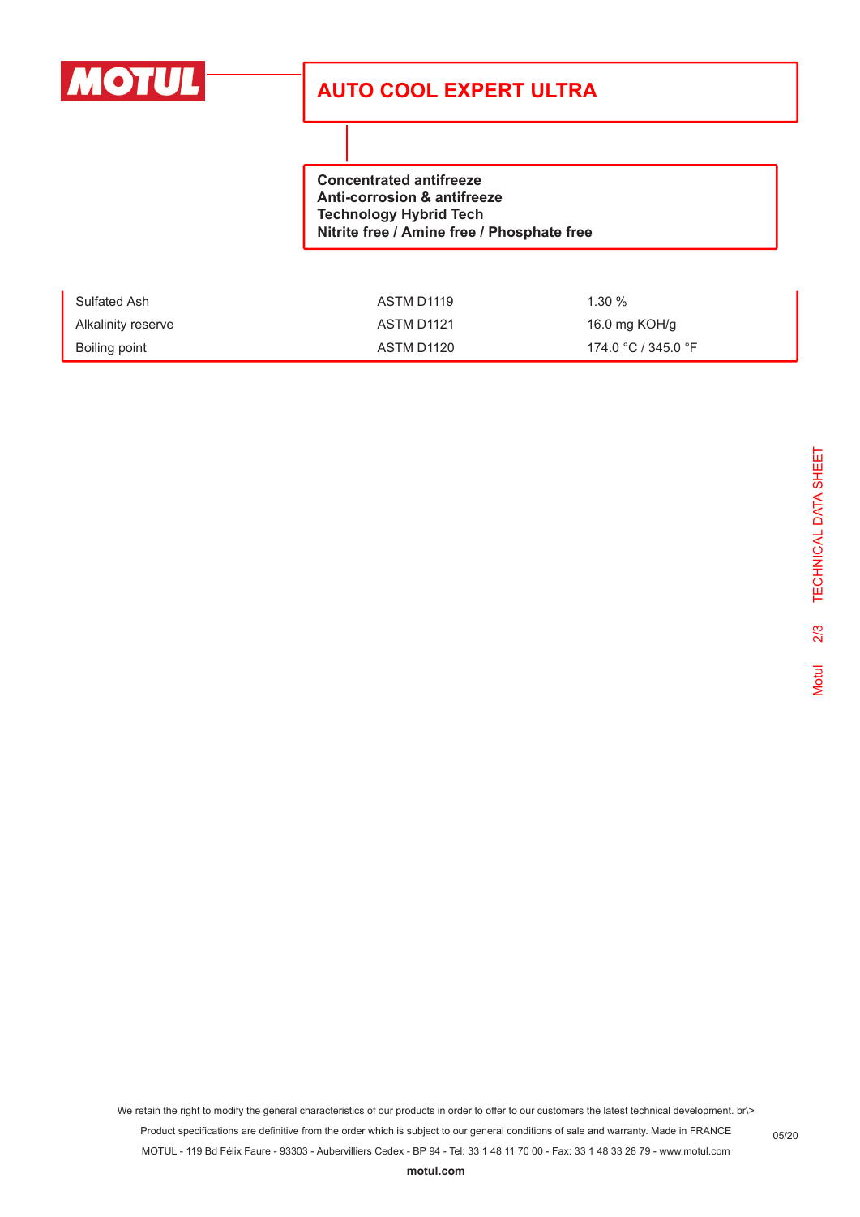# AUTO COOL EXPERT ULTRA

**Concentrated antifreeze**
**Anti-corrosion & antifreeze**
**Technology Hybrid Tech**
**Nitrite free / Amine free / Phosphate free**

| | | |
|---|---|---|
| Sulfated Ash | ASTM D1119 | 1.30 % |
| Alkalinity reserve | ASTM D1121 | 16.0 mg KOH/g |
| Boiling point | ASTM D1120 | 174.0 °C / 345.0 °F |

We retain the right to modify the general characteristics of our products in order to offer to our customers the latest technical development. br\>
Product specifications are definitive from the order which is subject to our general conditions of sale and warranty. Made in FRANCE
MOTUL - 119 Bd Félix Faure - 93303 - Aubervilliers Cedex - BP 94 - Tel: 33 1 48 11 70 00 - Fax: 33 1 48 33 28 79 - www.motul.com

05/20

**motul.com**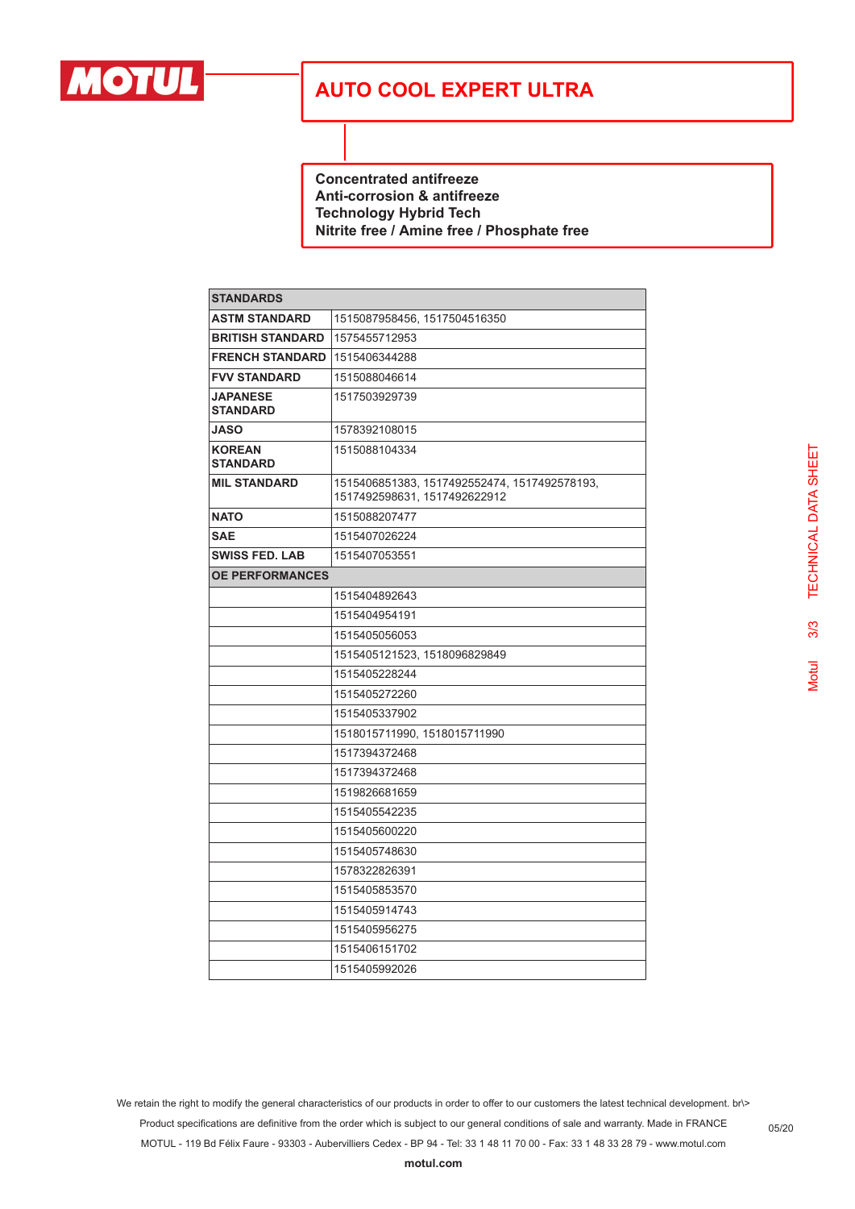# AUTO COOL EXPERT ULTRA

**Concentrated antifreeze**
**Anti-corrosion & antifreeze**
**Technology Hybrid Tech**
**Nitrite free / Amine free / Phosphate free**

| STANDARDS | |
|---|---|
| **ASTM STANDARD** | 1515087958456, 1517504516350 |
| **BRITISH STANDARD** | 1575455712953 |
| **FRENCH STANDARD** | 1515406344288 |
| **FVV STANDARD** | 1515088046614 |
| **JAPANESE STANDARD** | 1517503929739 |
| **JASO** | 1578392108015 |
| **KOREAN STANDARD** | 1515088104334 |
| **MIL STANDARD** | 1515406851383, 1517492552474, 1517492578193, 1517492598631, 1517492622912 |
| **NATO** | 1515088207477 |
| **SAE** | 1515407026224 |
| **SWISS FED. LAB** | 1515407053551 |
| **OE PERFORMANCES** | |
| | 1515404892643 |
| | 1515404954191 |
| | 1515405056053 |
| | 1515405121523, 1518096829849 |
| | 1515405228244 |
| | 1515405272260 |
| | 1515405337902 |
| | 1518015711990, 1518015711990 |
| | 1517394372468 |
| | 1517394372468 |
| | 1519826681659 |
| | 1515405542235 |
| | 1515405600220 |
| | 1515405748630 |
| | 1578322826391 |
| | 1515405853570 |
| | 1515405914743 |
| | 1515405956275 |
| | 1515406151702 |
| | 1515405992026 |

We retain the right to modify the general characteristics of our products in order to offer to our customers the latest technical development. br\>
Product specifications are definitive from the order which is subject to our general conditions of sale and warranty. Made in FRANCE
MOTUL - 119 Bd Félix Faure - 93303 - Aubervilliers Cedex - BP 94 - Tel: 33 1 48 11 70 00 - Fax: 33 1 48 33 28 79 - www.motul.com

**motul.com**

05/20